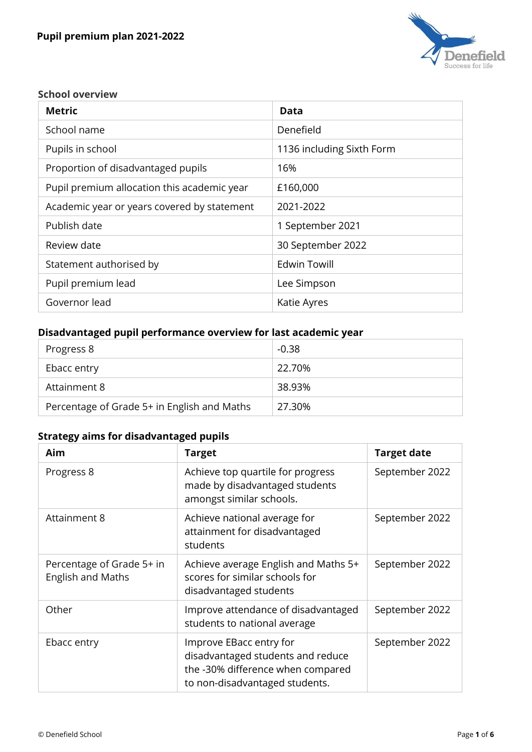# Pupil premium plan 2021-2022

## School overview

| Metric | Data |
| --- | --- |
| School name | Denefield |
| Pupils in school | 1136 including Sixth Form |
| Proportion of disadvantaged pupils | 16% |
| Pupil premium allocation this academic year | £160,000 |
| Academic year or years covered by statement | 2021-2022 |
| Publish date | 1 September 2021 |
| Review date | 30 September 2022 |
| Statement authorised by | Edwin Towill |
| Pupil premium lead | Lee Simpson |
| Governor lead | Katie Ayres |

## Disadvantaged pupil performance overview for last academic year

| | |
| --- | --- |
| Progress 8 | -0.38 |
| Ebacc entry | 22.70% |
| Attainment 8 | 38.93% |
| Percentage of Grade 5+ in English and Maths | 27.30% |

## Strategy aims for disadvantaged pupils

| Aim | Target | Target date |
| --- | --- | --- |
| Progress 8 | Achieve top quartile for progress made by disadvantaged students amongst similar schools. | September 2022 |
| Attainment 8 | Achieve national average for attainment for disadvantaged students | September 2022 |
| Percentage of Grade 5+ in English and Maths | Achieve average English and Maths 5+ scores for similar schools for disadvantaged students | September 2022 |
| Other | Improve attendance of disadvantaged students to national average | September 2022 |
| Ebacc entry | Improve EBacc entry for disadvantaged students and reduce the -30% difference when compared to non-disadvantaged students. | September 2022 |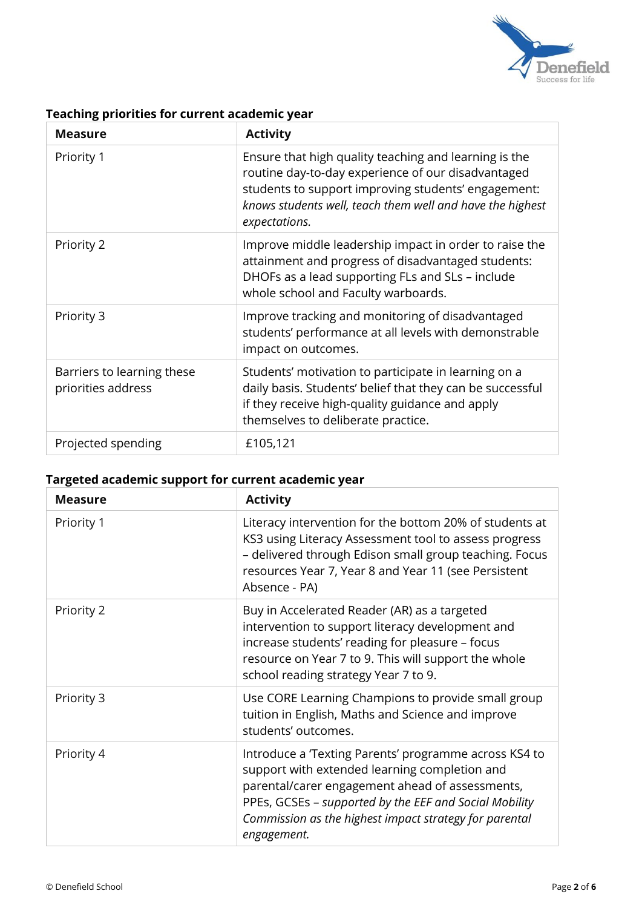**Teaching priorities for current academic year**

| Measure | Activity |
| --- | --- |
| Priority 1 | Ensure that high quality teaching and learning is the routine day-to-day experience of our disadvantaged students to support improving students' engagement: *knows students well, teach them well and have the highest expectations.* |
| Priority 2 | Improve middle leadership impact in order to raise the attainment and progress of disadvantaged students: DHOFs as a lead supporting FLs and SLs – include whole school and Faculty warboards. |
| Priority 3 | Improve tracking and monitoring of disadvantaged students' performance at all levels with demonstrable impact on outcomes. |
| Barriers to learning these priorities address | Students' motivation to participate in learning on a daily basis. Students' belief that they can be successful if they receive high-quality guidance and apply themselves to deliberate practice. |
| Projected spending | £105,121 |

**Targeted academic support for current academic year**

| Measure | Activity |
| --- | --- |
| Priority 1 | Literacy intervention for the bottom 20% of students at KS3 using Literacy Assessment tool to assess progress – delivered through Edison small group teaching. Focus resources Year 7, Year 8 and Year 11 (see Persistent Absence - PA) |
| Priority 2 | Buy in Accelerated Reader (AR) as a targeted intervention to support literacy development and increase students' reading for pleasure – focus resource on Year 7 to 9. This will support the whole school reading strategy Year 7 to 9. |
| Priority 3 | Use CORE Learning Champions to provide small group tuition in English, Maths and Science and improve students' outcomes. |
| Priority 4 | Introduce a 'Texting Parents' programme across KS4 to support with extended learning completion and parental/carer engagement ahead of assessments, PPEs, GCSEs – *supported by the EEF and Social Mobility Commission as the highest impact strategy for parental engagement.* |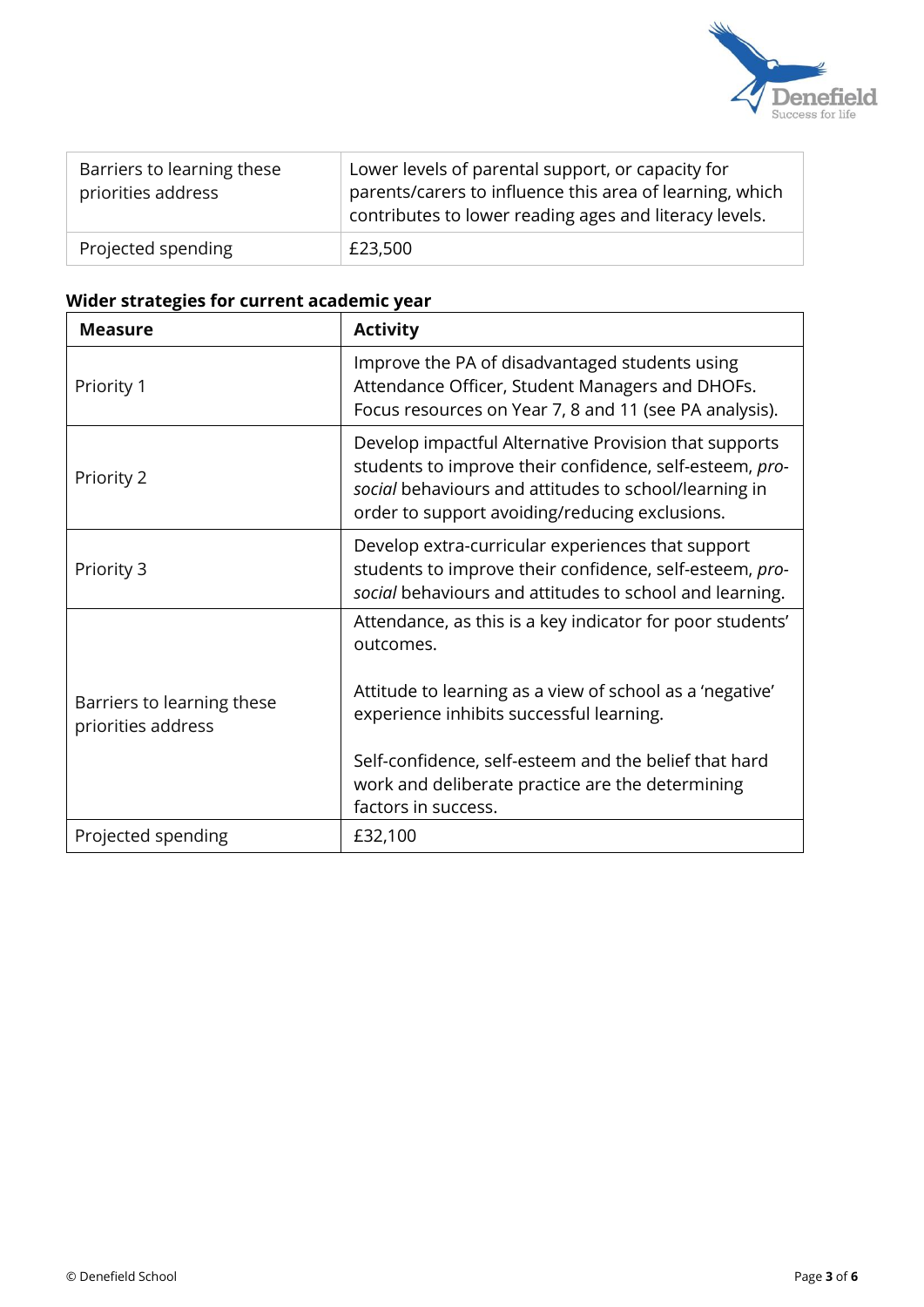| Barriers to learning these priorities address | Lower levels of parental support, or capacity for parents/carers to influence this area of learning, which contributes to lower reading ages and literacy levels. |
|---|---|
| Projected spending | £23,500 |

### Wider strategies for current academic year

| Measure | Activity |
|---|---|
| Priority 1 | Improve the PA of disadvantaged students using Attendance Officer, Student Managers and DHOFs. Focus resources on Year 7, 8 and 11 (see PA analysis). |
| Priority 2 | Develop impactful Alternative Provision that supports students to improve their confidence, self-esteem, *pro-social* behaviours and attitudes to school/learning in order to support avoiding/reducing exclusions. |
| Priority 3 | Develop extra-curricular experiences that support students to improve their confidence, self-esteem, *pro-social* behaviours and attitudes to school and learning. |
| Barriers to learning these priorities address | Attendance, as this is a key indicator for poor students' outcomes.<br><br>Attitude to learning as a view of school as a 'negative' experience inhibits successful learning.<br><br>Self-confidence, self-esteem and the belief that hard work and deliberate practice are the determining factors in success. |
| Projected spending | £32,100 |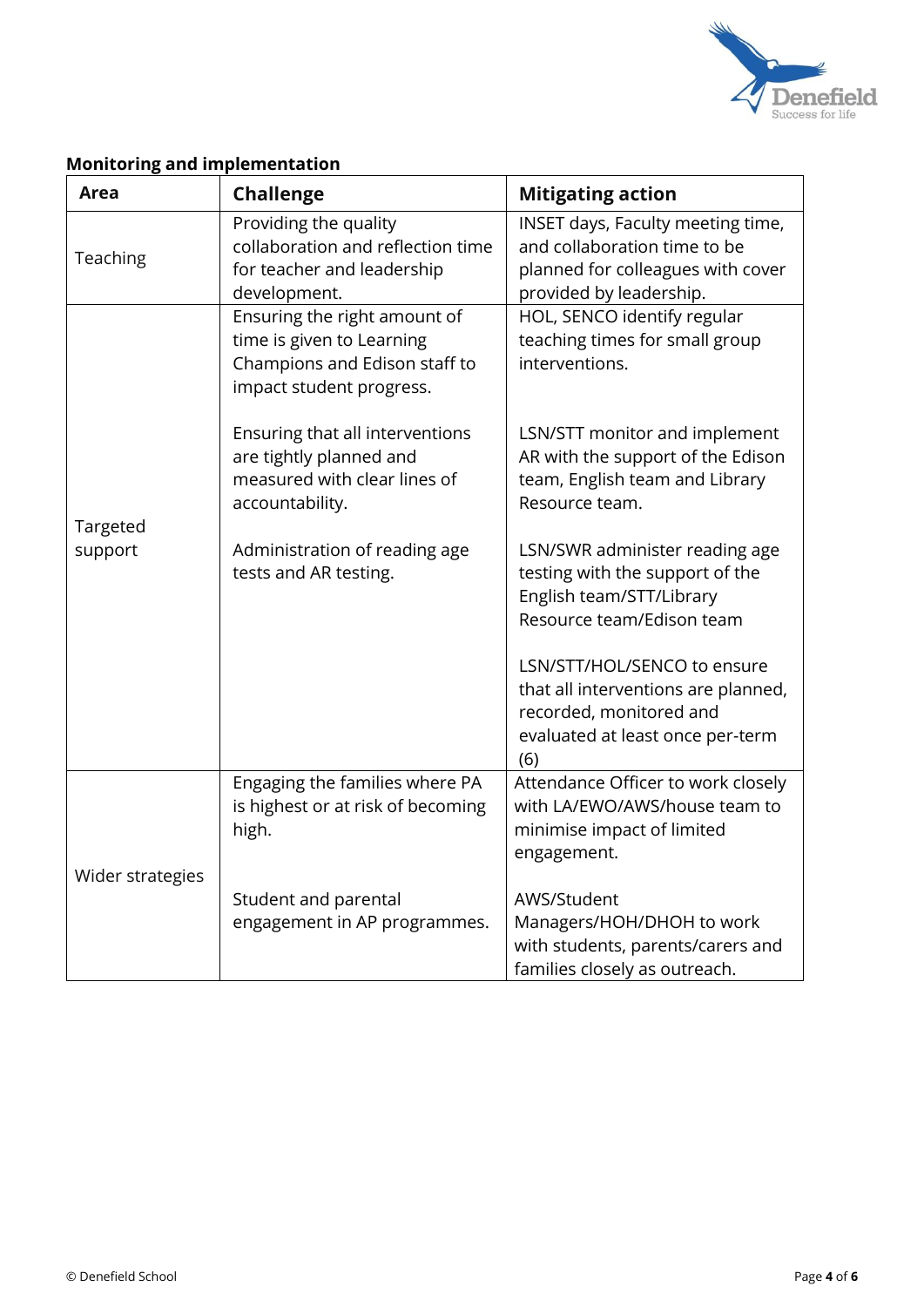**Monitoring and implementation**

| Area | Challenge | Mitigating action |
|---|---|---|
| Teaching | Providing the quality collaboration and reflection time for teacher and leadership development. | INSET days, Faculty meeting time, and collaboration time to be planned for colleagues with cover provided by leadership. |
| Targeted support | Ensuring the right amount of time is given to Learning Champions and Edison staff to impact student progress.<br><br>Ensuring that all interventions are tightly planned and measured with clear lines of accountability.<br><br>Administration of reading age tests and AR testing. | HOL, SENCO identify regular teaching times for small group interventions.<br><br>LSN/STT monitor and implement AR with the support of the Edison team, English team and Library Resource team.<br><br>LSN/SWR administer reading age testing with the support of the English team/STT/Library Resource team/Edison team<br><br>LSN/STT/HOL/SENCO to ensure that all interventions are planned, recorded, monitored and evaluated at least once per-term (6) |
| Wider strategies | Engaging the families where PA is highest or at risk of becoming high.<br><br>Student and parental engagement in AP programmes. | Attendance Officer to work closely with LA/EWO/AWS/house team to minimise impact of limited engagement.<br><br>AWS/Student Managers/HOH/DHOH to work with students, parents/carers and families closely as outreach. |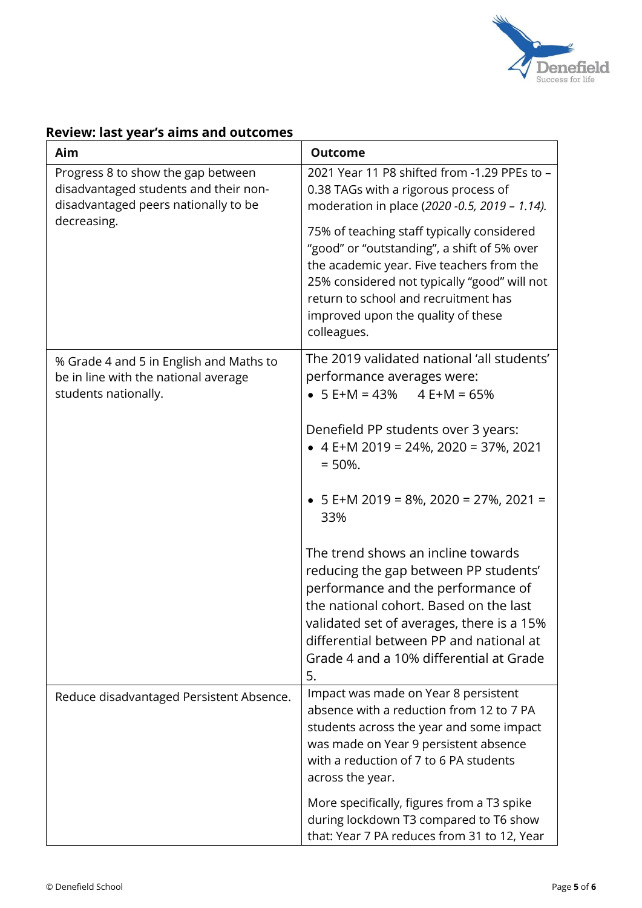## Review: last year's aims and outcomes

| Aim | Outcome |
|---|---|
| Progress 8 to show the gap between disadvantaged students and their non-disadvantaged peers nationally to be decreasing. | 2021 Year 11 P8 shifted from -1.29 PPEs to –0.38 TAGs with a rigorous process of moderation in place (*2020 -0.5, 2019 – 1.14).*<br><br>75% of teaching staff typically considered "good" or "outstanding", a shift of 5% over the academic year. Five teachers from the 25% considered not typically "good" will not return to school and recruitment has improved upon the quality of these colleagues. |
| % Grade 4 and 5 in English and Maths to be in line with the national average students nationally. | The 2019 validated national 'all students' performance averages were:<br>• 5 E+M = 43%     4 E+M = 65%<br><br>Denefield PP students over 3 years:<br>• 4 E+M 2019 = 24%, 2020 = 37%, 2021 = 50%.<br><br>• 5 E+M 2019 = 8%, 2020 = 27%, 2021 = 33%<br><br>The trend shows an incline towards reducing the gap between PP students' performance and the performance of the national cohort. Based on the last validated set of averages, there is a 15% differential between PP and national at Grade 4 and a 10% differential at Grade 5. |
| Reduce disadvantaged Persistent Absence. | Impact was made on Year 8 persistent absence with a reduction from 12 to 7 PA students across the year and some impact was made on Year 9 persistent absence with a reduction of 7 to 6 PA students across the year.<br><br>More specifically, figures from a T3 spike during lockdown T3 compared to T6 show that: Year 7 PA reduces from 31 to 12, Year |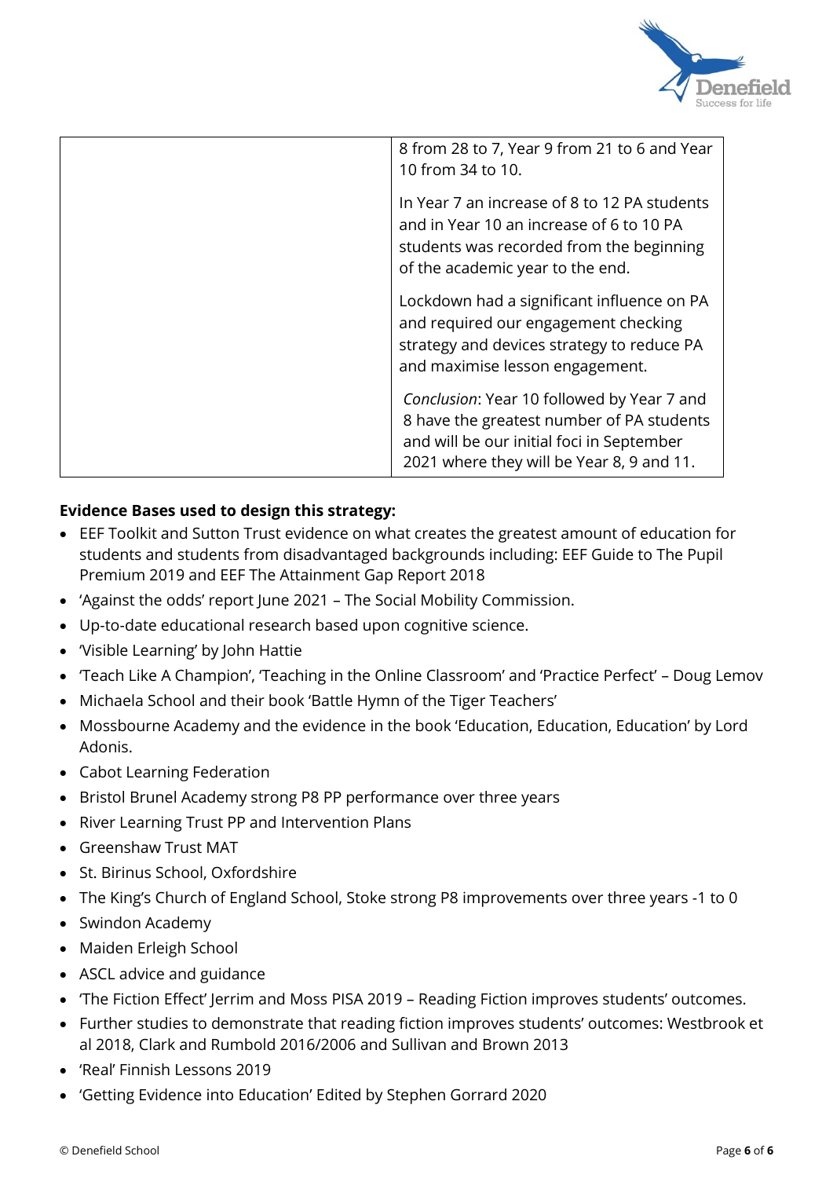| | |
|---|---|
| | 8 from 28 to 7, Year 9 from 21 to 6 and Year 10 from 34 to 10.<br><br>In Year 7 an increase of 8 to 12 PA students and in Year 10 an increase of 6 to 10 PA students was recorded from the beginning of the academic year to the end.<br><br>Lockdown had a significant influence on PA and required our engagement checking strategy and devices strategy to reduce PA and maximise lesson engagement.<br><br>*Conclusion*: Year 10 followed by Year 7 and 8 have the greatest number of PA students and will be our initial foci in September 2021 where they will be Year 8, 9 and 11. |

**Evidence Bases used to design this strategy:**

- EEF Toolkit and Sutton Trust evidence on what creates the greatest amount of education for students and students from disadvantaged backgrounds including: EEF Guide to The Pupil Premium 2019 and EEF The Attainment Gap Report 2018
- 'Against the odds' report June 2021 – The Social Mobility Commission.
- Up-to-date educational research based upon cognitive science.
- 'Visible Learning' by John Hattie
- 'Teach Like A Champion', 'Teaching in the Online Classroom' and 'Practice Perfect' – Doug Lemov
- Michaela School and their book 'Battle Hymn of the Tiger Teachers'
- Mossbourne Academy and the evidence in the book 'Education, Education, Education' by Lord Adonis.
- Cabot Learning Federation
- Bristol Brunel Academy strong P8 PP performance over three years
- River Learning Trust PP and Intervention Plans
- Greenshaw Trust MAT
- St. Birinus School, Oxfordshire
- The King's Church of England School, Stoke strong P8 improvements over three years -1 to 0
- Swindon Academy
- Maiden Erleigh School
- ASCL advice and guidance
- 'The Fiction Effect' Jerrim and Moss PISA 2019 – Reading Fiction improves students' outcomes.
- Further studies to demonstrate that reading fiction improves students' outcomes: Westbrook et al 2018, Clark and Rumbold 2016/2006 and Sullivan and Brown 2013
- 'Real' Finnish Lessons 2019
- 'Getting Evidence into Education' Edited by Stephen Gorrard 2020